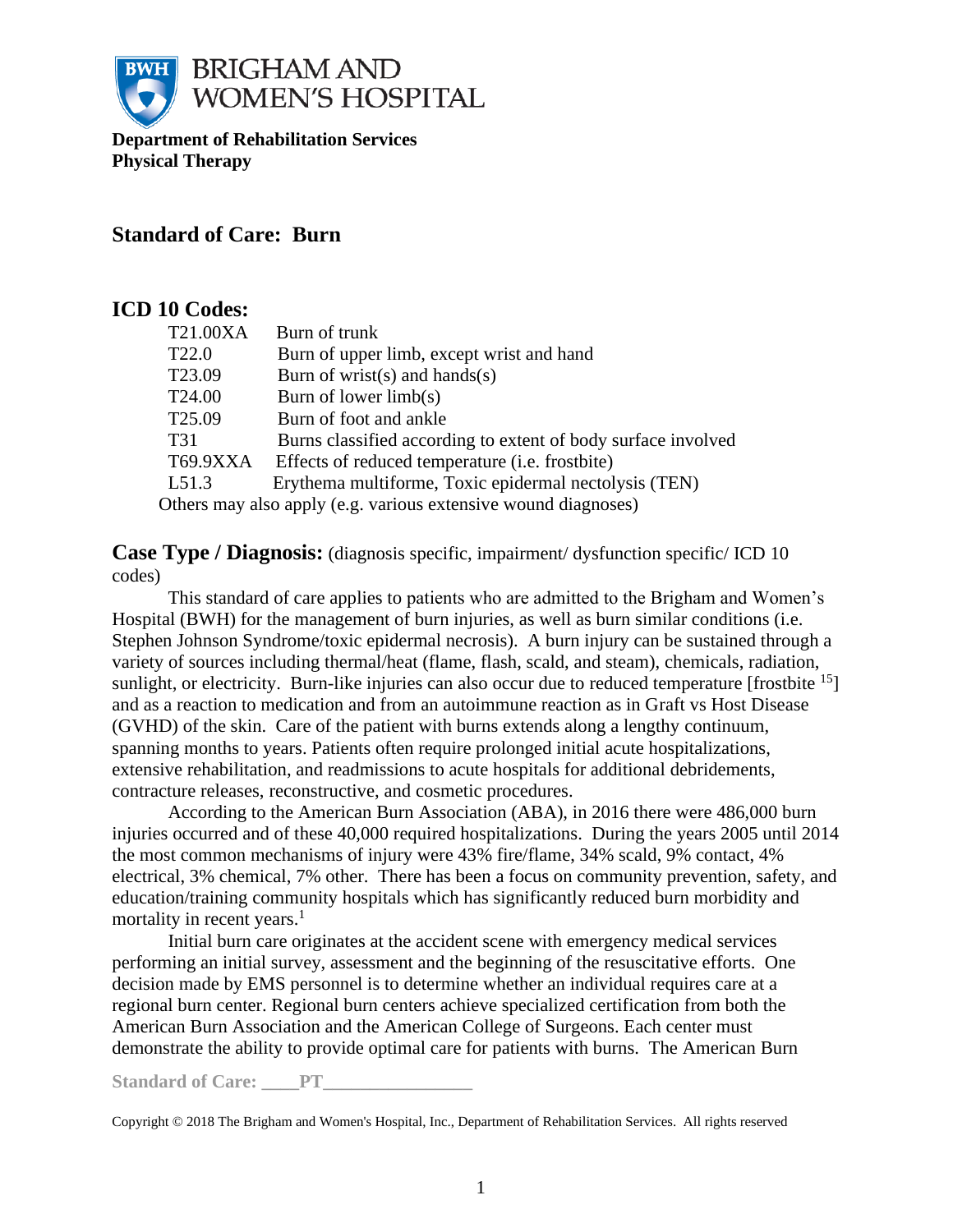BRIGHAM AND WOMEN'S HOSPITAL

**Department of Rehabilitation Services**
**Physical Therapy**

# Standard of Care: Burn

## ICD 10 Codes:

| Code | Description |
|---|---|
| T21.00XA | Burn of trunk |
| T22.0 | Burn of upper limb, except wrist and hand |
| T23.09 | Burn of wrist(s) and hands(s) |
| T24.00 | Burn of lower limb(s) |
| T25.09 | Burn of foot and ankle |
| T31 | Burns classified according to extent of body surface involved |
| T69.9XXA | Effects of reduced temperature (i.e. frostbite) |
| L51.3 | Erythema multiforme, Toxic epidermal nectolysis (TEN) |

Others may also apply (e.g. various extensive wound diagnoses)

## Case Type / Diagnosis: (diagnosis specific, impairment/ dysfunction specific/ ICD 10 codes)

This standard of care applies to patients who are admitted to the Brigham and Women's Hospital (BWH) for the management of burn injuries, as well as burn similar conditions (i.e. Stephen Johnson Syndrome/toxic epidermal necrosis). A burn injury can be sustained through a variety of sources including thermal/heat (flame, flash, scald, and steam), chemicals, radiation, sunlight, or electricity. Burn-like injuries can also occur due to reduced temperature [frostbite [15]] and as a reaction to medication and from an autoimmune reaction as in Graft vs Host Disease (GVHD) of the skin. Care of the patient with burns extends along a lengthy continuum, spanning months to years. Patients often require prolonged initial acute hospitalizations, extensive rehabilitation, and readmissions to acute hospitals for additional debridements, contracture releases, reconstructive, and cosmetic procedures.

According to the American Burn Association (ABA), in 2016 there were 486,000 burn injuries occurred and of these 40,000 required hospitalizations. During the years 2005 until 2014 the most common mechanisms of injury were 43% fire/flame, 34% scald, 9% contact, 4% electrical, 3% chemical, 7% other. There has been a focus on community prevention, safety, and education/training community hospitals which has significantly reduced burn morbidity and mortality in recent years.[1]

Initial burn care originates at the accident scene with emergency medical services performing an initial survey, assessment and the beginning of the resuscitative efforts. One decision made by EMS personnel is to determine whether an individual requires care at a regional burn center. Regional burn centers achieve specialized certification from both the American Burn Association and the American College of Surgeons. Each center must demonstrate the ability to provide optimal care for patients with burns. The American Burn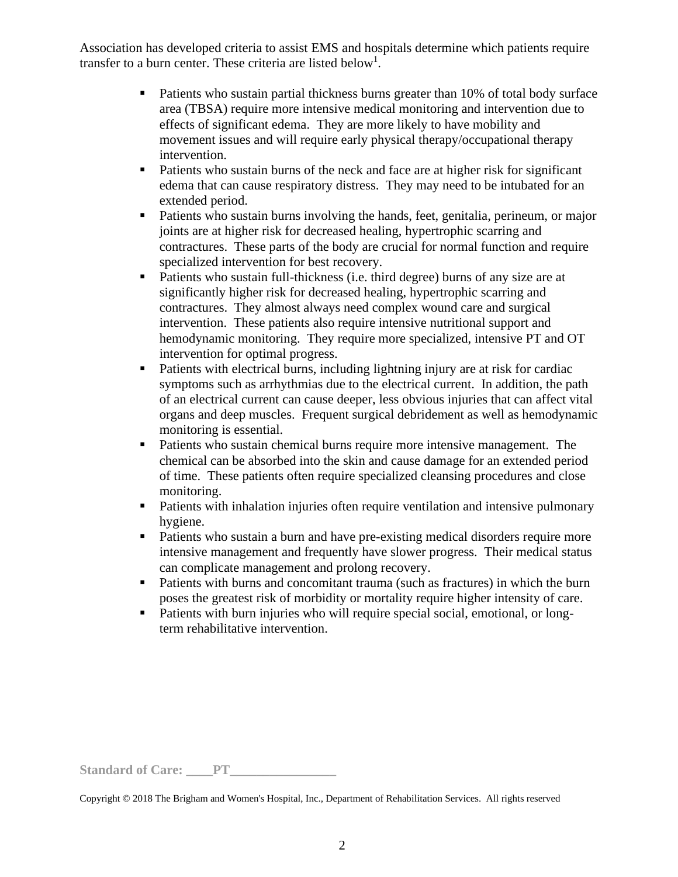Association has developed criteria to assist EMS and hospitals determine which patients require transfer to a burn center. These criteria are listed below[1].

- Patients who sustain partial thickness burns greater than 10% of total body surface area (TBSA) require more intensive medical monitoring and intervention due to effects of significant edema. They are more likely to have mobility and movement issues and will require early physical therapy/occupational therapy intervention.
- Patients who sustain burns of the neck and face are at higher risk for significant edema that can cause respiratory distress. They may need to be intubated for an extended period.
- Patients who sustain burns involving the hands, feet, genitalia, perineum, or major joints are at higher risk for decreased healing, hypertrophic scarring and contractures. These parts of the body are crucial for normal function and require specialized intervention for best recovery.
- Patients who sustain full-thickness (i.e. third degree) burns of any size are at significantly higher risk for decreased healing, hypertrophic scarring and contractures. They almost always need complex wound care and surgical intervention. These patients also require intensive nutritional support and hemodynamic monitoring. They require more specialized, intensive PT and OT intervention for optimal progress.
- Patients with electrical burns, including lightning injury are at risk for cardiac symptoms such as arrhythmias due to the electrical current. In addition, the path of an electrical current can cause deeper, less obvious injuries that can affect vital organs and deep muscles. Frequent surgical debridement as well as hemodynamic monitoring is essential.
- Patients who sustain chemical burns require more intensive management. The chemical can be absorbed into the skin and cause damage for an extended period of time. These patients often require specialized cleansing procedures and close monitoring.
- Patients with inhalation injuries often require ventilation and intensive pulmonary hygiene.
- Patients who sustain a burn and have pre-existing medical disorders require more intensive management and frequently have slower progress. Their medical status can complicate management and prolong recovery.
- Patients with burns and concomitant trauma (such as fractures) in which the burn poses the greatest risk of morbidity or mortality require higher intensity of care.
- Patients with burn injuries who will require special social, emotional, or long-term rehabilitative intervention.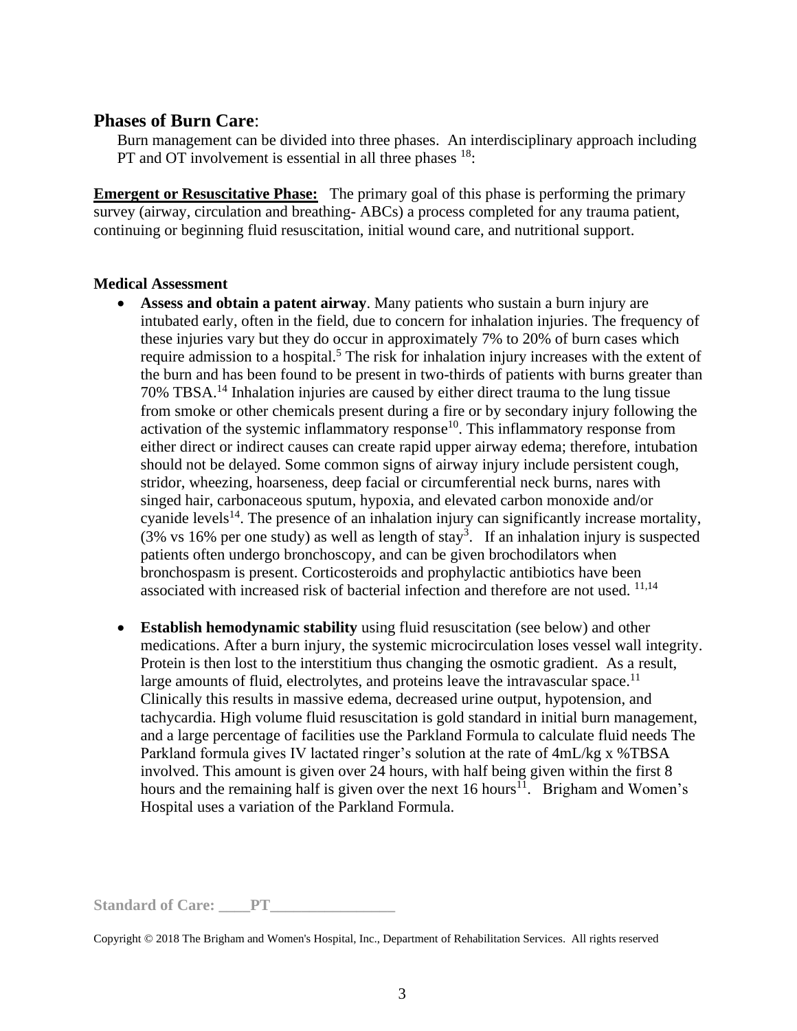## **Phases of Burn Care**:

Burn management can be divided into three phases. An interdisciplinary approach including PT and OT involvement is essential in all three phases [18]:

**Emergent or Resuscitative Phase:** The primary goal of this phase is performing the primary survey (airway, circulation and breathing- ABCs) a process completed for any trauma patient, continuing or beginning fluid resuscitation, initial wound care, and nutritional support.

**Medical Assessment**

- **Assess and obtain a patent airway**. Many patients who sustain a burn injury are intubated early, often in the field, due to concern for inhalation injuries. The frequency of these injuries vary but they do occur in approximately 7% to 20% of burn cases which require admission to a hospital.[5] The risk for inhalation injury increases with the extent of the burn and has been found to be present in two-thirds of patients with burns greater than 70% TBSA.[14] Inhalation injuries are caused by either direct trauma to the lung tissue from smoke or other chemicals present during a fire or by secondary injury following the activation of the systemic inflammatory response[10]. This inflammatory response from either direct or indirect causes can create rapid upper airway edema; therefore, intubation should not be delayed. Some common signs of airway injury include persistent cough, stridor, wheezing, hoarseness, deep facial or circumferential neck burns, nares with singed hair, carbonaceous sputum, hypoxia, and elevated carbon monoxide and/or cyanide levels[14]. The presence of an inhalation injury can significantly increase mortality, (3% vs 16% per one study) as well as length of stay[3]. If an inhalation injury is suspected patients often undergo bronchoscopy, and can be given brochodilators when bronchospasm is present. Corticosteroids and prophylactic antibiotics have been associated with increased risk of bacterial infection and therefore are not used. [11,14]

- **Establish hemodynamic stability** using fluid resuscitation (see below) and other medications. After a burn injury, the systemic microcirculation loses vessel wall integrity. Protein is then lost to the interstitium thus changing the osmotic gradient. As a result, large amounts of fluid, electrolytes, and proteins leave the intravascular space.[11] Clinically this results in massive edema, decreased urine output, hypotension, and tachycardia. High volume fluid resuscitation is gold standard in initial burn management, and a large percentage of facilities use the Parkland Formula to calculate fluid needs The Parkland formula gives IV lactated ringer's solution at the rate of 4mL/kg x %TBSA involved. This amount is given over 24 hours, with half being given within the first 8 hours and the remaining half is given over the next 16 hours[11]. Brigham and Women's Hospital uses a variation of the Parkland Formula.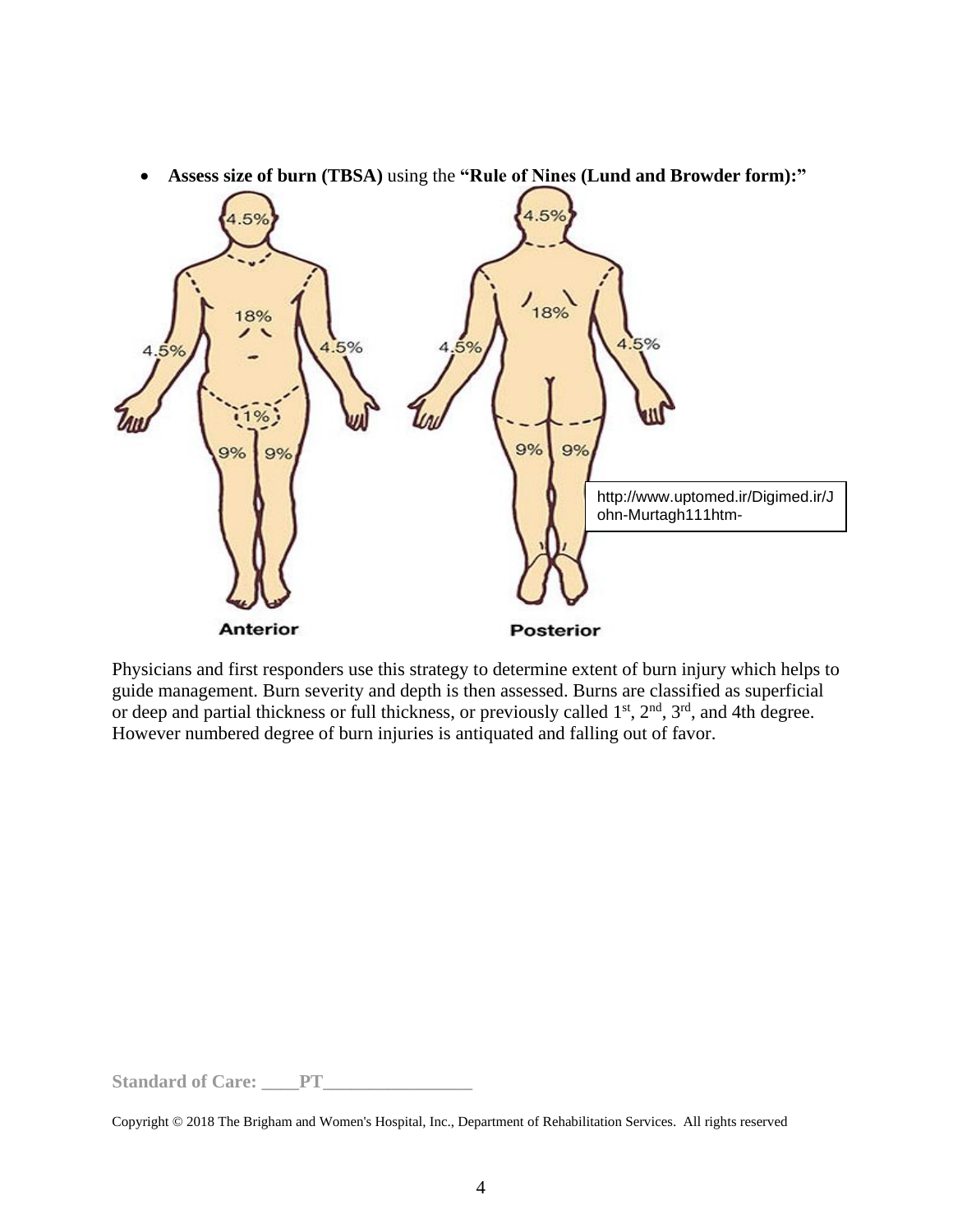- **Assess size of burn (TBSA)** using the **"Rule of Nines (Lund and Browder form):"**

http://www.uptomed.ir/Digimed.ir/John-Murtagh111htm-

Physicians and first responders use this strategy to determine extent of burn injury which helps to guide management. Burn severity and depth is then assessed. Burns are classified as superficial or deep and partial thickness or full thickness, or previously called 1st, 2nd, 3rd, and 4th degree. However numbered degree of burn injuries is antiquated and falling out of favor.

**Standard of Care: \_\_\_\_PT\_\_\_\_\_\_\_\_\_\_\_\_\_\_\_\_**

Copyright © 2018 The Brigham and Women's Hospital, Inc., Department of Rehabilitation Services. All rights reserved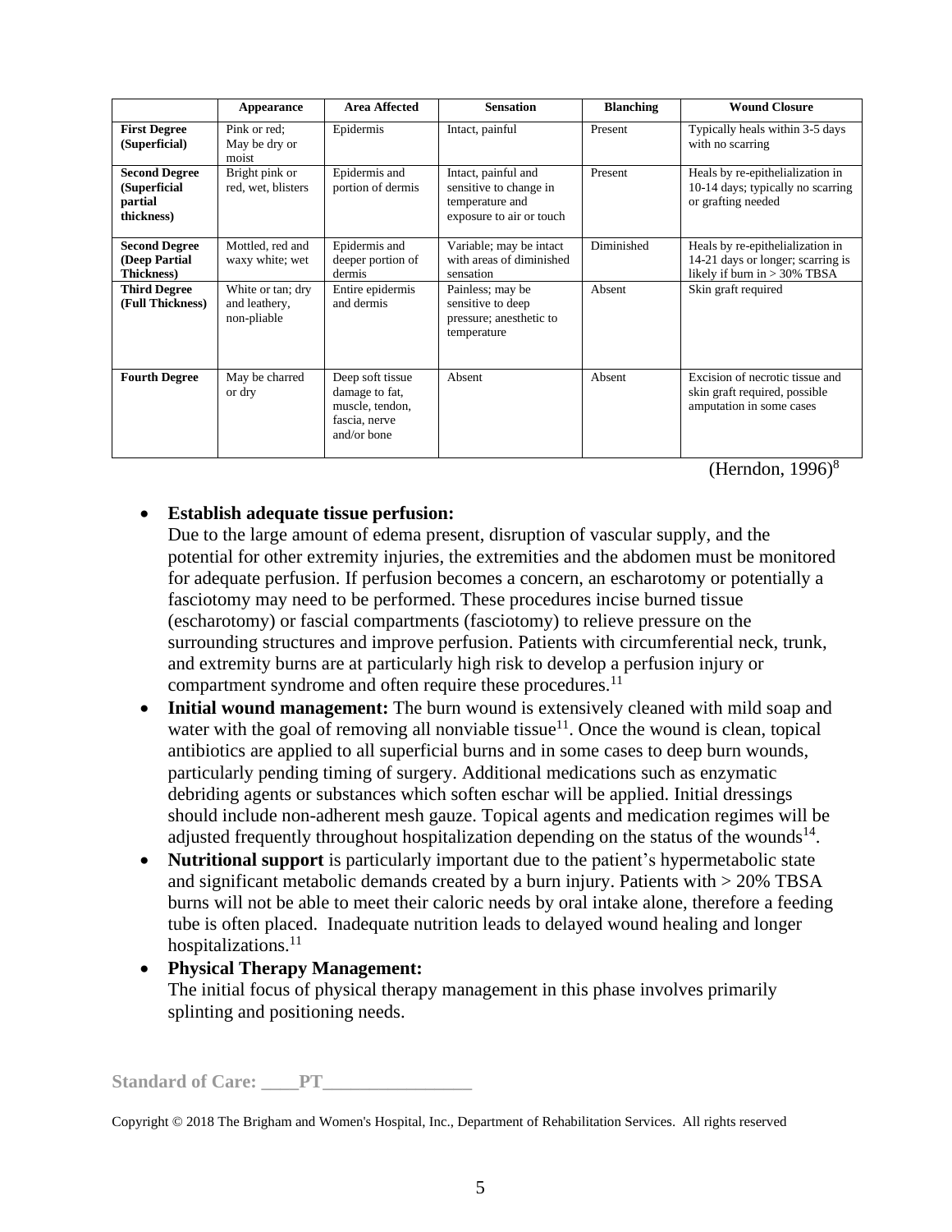| | Appearance | Area Affected | Sensation | Blanching | Wound Closure |
|---|---|---|---|---|---|
| **First Degree (Superficial)** | Pink or red; May be dry or moist | Epidermis | Intact, painful | Present | Typically heals within 3-5 days with no scarring |
| **Second Degree (Superficial partial thickness)** | Bright pink or red, wet, blisters | Epidermis and portion of dermis | Intact, painful and sensitive to change in temperature and exposure to air or touch | Present | Heals by re-epithelialization in 10-14 days; typically no scarring or grafting needed |
| **Second Degree (Deep Partial Thickness)** | Mottled, red and waxy white; wet | Epidermis and deeper portion of dermis | Variable; may be intact with areas of diminished sensation | Diminished | Heals by re-epithelialization in 14-21 days or longer; scarring is likely if burn in > 30% TBSA |
| **Third Degree (Full Thickness)** | White or tan; dry and leathery, non-pliable | Entire epidermis and dermis | Painless; may be sensitive to deep pressure; anesthetic to temperature | Absent | Skin graft required |
| **Fourth Degree** | May be charred or dry | Deep soft tissue damage to fat, muscle, tendon, fascia, nerve and/or bone | Absent | Absent | Excision of necrotic tissue and skin graft required, possible amputation in some cases |

(Herndon, 1996)[8]

- **Establish adequate tissue perfusion:**
  Due to the large amount of edema present, disruption of vascular supply, and the potential for other extremity injuries, the extremities and the abdomen must be monitored for adequate perfusion. If perfusion becomes a concern, an escharotomy or potentially a fasciotomy may need to be performed. These procedures incise burned tissue (escharotomy) or fascial compartments (fasciotomy) to relieve pressure on the surrounding structures and improve perfusion. Patients with circumferential neck, trunk, and extremity burns are at particularly high risk to develop a perfusion injury or compartment syndrome and often require these procedures.[11]
- **Initial wound management:** The burn wound is extensively cleaned with mild soap and water with the goal of removing all nonviable tissue[11]. Once the wound is clean, topical antibiotics are applied to all superficial burns and in some cases to deep burn wounds, particularly pending timing of surgery. Additional medications such as enzymatic debriding agents or substances which soften eschar will be applied. Initial dressings should include non-adherent mesh gauze. Topical agents and medication regimes will be adjusted frequently throughout hospitalization depending on the status of the wounds[14].
- **Nutritional support** is particularly important due to the patient's hypermetabolic state and significant metabolic demands created by a burn injury. Patients with > 20% TBSA burns will not be able to meet their caloric needs by oral intake alone, therefore a feeding tube is often placed. Inadequate nutrition leads to delayed wound healing and longer hospitalizations.[11]
- **Physical Therapy Management:**
  The initial focus of physical therapy management in this phase involves primarily splinting and positioning needs.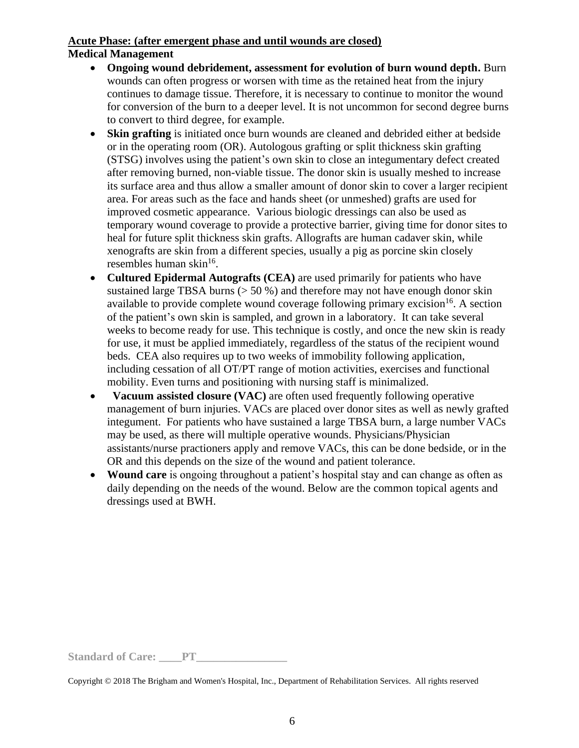**Acute Phase: (after emergent phase and until wounds are closed)**

**Medical Management**

- **Ongoing wound debridement, assessment for evolution of burn wound depth.** Burn wounds can often progress or worsen with time as the retained heat from the injury continues to damage tissue. Therefore, it is necessary to continue to monitor the wound for conversion of the burn to a deeper level. It is not uncommon for second degree burns to convert to third degree, for example.
- **Skin grafting** is initiated once burn wounds are cleaned and debrided either at bedside or in the operating room (OR). Autologous grafting or split thickness skin grafting (STSG) involves using the patient's own skin to close an integumentary defect created after removing burned, non-viable tissue. The donor skin is usually meshed to increase its surface area and thus allow a smaller amount of donor skin to cover a larger recipient area. For areas such as the face and hands sheet (or unmeshed) grafts are used for improved cosmetic appearance. Various biologic dressings can also be used as temporary wound coverage to provide a protective barrier, giving time for donor sites to heal for future split thickness skin grafts. Allografts are human cadaver skin, while xenografts are skin from a different species, usually a pig as porcine skin closely resembles human skin[16].
- **Cultured Epidermal Autografts (CEA)** are used primarily for patients who have sustained large TBSA burns (> 50 %) and therefore may not have enough donor skin available to provide complete wound coverage following primary excision[16]. A section of the patient's own skin is sampled, and grown in a laboratory. It can take several weeks to become ready for use. This technique is costly, and once the new skin is ready for use, it must be applied immediately, regardless of the status of the recipient wound beds. CEA also requires up to two weeks of immobility following application, including cessation of all OT/PT range of motion activities, exercises and functional mobility. Even turns and positioning with nursing staff is minimalized.
- **Vacuum assisted closure (VAC)** are often used frequently following operative management of burn injuries. VACs are placed over donor sites as well as newly grafted integument. For patients who have sustained a large TBSA burn, a large number VACs may be used, as there will multiple operative wounds. Physicians/Physician assistants/nurse practioners apply and remove VACs, this can be done bedside, or in the OR and this depends on the size of the wound and patient tolerance.
- **Wound care** is ongoing throughout a patient's hospital stay and can change as often as daily depending on the needs of the wound. Below are the common topical agents and dressings used at BWH.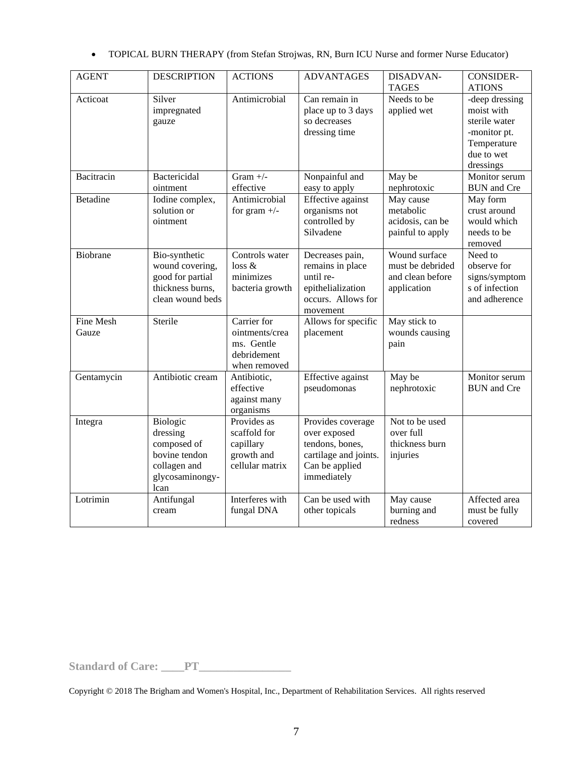- TOPICAL BURN THERAPY (from Stefan Strojwas, RN, Burn ICU Nurse and former Nurse Educator)

| AGENT | DESCRIPTION | ACTIONS | ADVANTAGES | DISADVAN-TAGES | CONSIDER-ATIONS |
|---|---|---|---|---|---|
| Acticoat | Silver impregnated gauze | Antimicrobial | Can remain in place up to 3 days so decreases dressing time | Needs to be applied wet | -deep dressing moist with sterile water -monitor pt. Temperature due to wet dressings |
| Bacitracin | Bactericidal ointment | Gram +/- effective | Nonpainful and easy to apply | May be nephrotoxic | Monitor serum BUN and Cre |
| Betadine | Iodine complex, solution or ointment | Antimicrobial for gram +/- | Effective against organisms not controlled by Silvadene | May cause metabolic acidosis, can be painful to apply | May form crust around would which needs to be removed |
| Biobrane | Bio-synthetic wound covering, good for partial thickness burns, clean wound beds | Controls water loss & minimizes bacteria growth | Decreases pain, remains in place until re-epithelialization occurs. Allows for movement | Wound surface must be debrided and clean before application | Need to observe for signs/symptoms of infection and adherence |
| Fine Mesh Gauze | Sterile | Carrier for ointments/creams. Gentle debridement when removed | Allows for specific placement | May stick to wounds causing pain | |
| Gentamycin | Antibiotic cream | Antibiotic, effective against many organisms | Effective against pseudomonas | May be nephrotoxic | Monitor serum BUN and Cre |
| Integra | Biologic dressing composed of bovine tendon collagen and glycosaminongy-lcan | Provides as scaffold for capillary growth and cellular matrix | Provides coverage over exposed tendons, bones, cartilage and joints. Can be applied immediately | Not to be used over full thickness burn injuries | |
| Lotrimin | Antifungal cream | Interferes with fungal DNA | Can be used with other topicals | May cause burning and redness | Affected area must be fully covered |

**Standard of Care: \_\_\_\_PT\_\_\_\_\_\_\_\_\_\_\_\_\_\_\_\_**

Copyright © 2018 The Brigham and Women's Hospital, Inc., Department of Rehabilitation Services. All rights reserved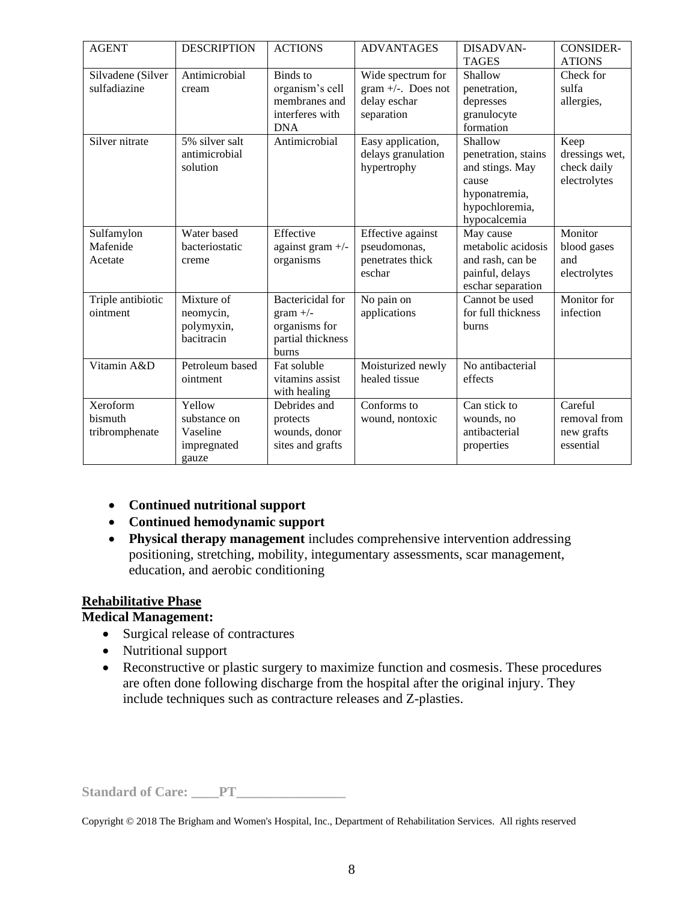| AGENT | DESCRIPTION | ACTIONS | ADVANTAGES | DISADVAN-TAGES | CONSIDER-ATIONS |
|---|---|---|---|---|---|
| Silvadene (Silver sulfadiazine | Antimicrobial cream | Binds to organism's cell membranes and interferes with DNA | Wide spectrum for gram +/-. Does not delay eschar separation | Shallow penetration, depresses granulocyte formation | Check for sulfa allergies, |
| Silver nitrate | 5% silver salt antimicrobial solution | Antimicrobial | Easy application, delays granulation hypertrophy | Shallow penetration, stains and stings. May cause hyponatremia, hypochloremia, hypocalcemia | Keep dressings wet, check daily electrolytes |
| Sulfamylon Mafenide Acetate | Water based bacteriostatic creme | Effective against gram +/- organisms | Effective against pseudomonas, penetrates thick eschar | May cause metabolic acidosis and rash, can be painful, delays eschar separation | Monitor blood gases and electrolytes |
| Triple antibiotic ointment | Mixture of neomycin, polymyxin, bacitracin | Bactericidal for gram +/- organisms for partial thickness burns | No pain on applications | Cannot be used for full thickness burns | Monitor for infection |
| Vitamin A&D | Petroleum based ointment | Fat soluble vitamins assist with healing | Moisturized newly healed tissue | No antibacterial effects | |
| Xeroform bismuth tribromphenate | Yellow substance on Vaseline impregnated gauze | Debrides and protects wounds, donor sites and grafts | Conforms to wound, nontoxic | Can stick to wounds, no antibacterial properties | Careful removal from new grafts essential |

- **Continued nutritional support**
- **Continued hemodynamic support**
- **Physical therapy management** includes comprehensive intervention addressing positioning, stretching, mobility, integumentary assessments, scar management, education, and aerobic conditioning

## Rehabilitative Phase

**Medical Management:**

- Surgical release of contractures
- Nutritional support
- Reconstructive or plastic surgery to maximize function and cosmesis. These procedures are often done following discharge from the hospital after the original injury. They include techniques such as contracture releases and Z-plasties.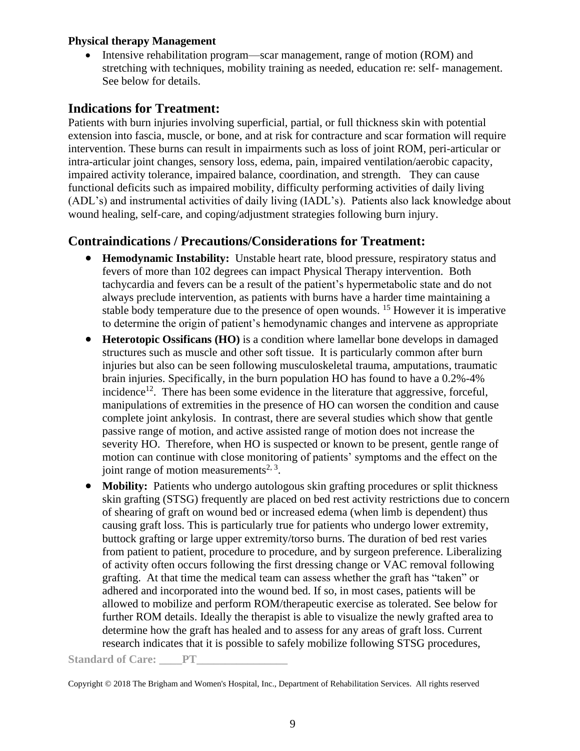**Physical therapy Management**

- Intensive rehabilitation program—scar management, range of motion (ROM) and stretching with techniques, mobility training as needed, education re: self- management. See below for details.

## Indications for Treatment:

Patients with burn injuries involving superficial, partial, or full thickness skin with potential extension into fascia, muscle, or bone, and at risk for contracture and scar formation will require intervention. These burns can result in impairments such as loss of joint ROM, peri-articular or intra-articular joint changes, sensory loss, edema, pain, impaired ventilation/aerobic capacity, impaired activity tolerance, impaired balance, coordination, and strength. They can cause functional deficits such as impaired mobility, difficulty performing activities of daily living (ADL's) and instrumental activities of daily living (IADL's). Patients also lack knowledge about wound healing, self-care, and coping/adjustment strategies following burn injury.

## Contraindications / Precautions/Considerations for Treatment:

- **Hemodynamic Instability:** Unstable heart rate, blood pressure, respiratory status and fevers of more than 102 degrees can impact Physical Therapy intervention. Both tachycardia and fevers can be a result of the patient's hypermetabolic state and do not always preclude intervention, as patients with burns have a harder time maintaining a stable body temperature due to the presence of open wounds. [15] However it is imperative to determine the origin of patient's hemodynamic changes and intervene as appropriate
- **Heterotopic Ossificans (HO)** is a condition where lamellar bone develops in damaged structures such as muscle and other soft tissue. It is particularly common after burn injuries but also can be seen following musculoskeletal trauma, amputations, traumatic brain injuries. Specifically, in the burn population HO has found to have a 0.2%-4% incidence[12]. There has been some evidence in the literature that aggressive, forceful, manipulations of extremities in the presence of HO can worsen the condition and cause complete joint ankylosis. In contrast, there are several studies which show that gentle passive range of motion, and active assisted range of motion does not increase the severity HO. Therefore, when HO is suspected or known to be present, gentle range of motion can continue with close monitoring of patients' symptoms and the effect on the joint range of motion measurements[2, 3].
- **Mobility:** Patients who undergo autologous skin grafting procedures or split thickness skin grafting (STSG) frequently are placed on bed rest activity restrictions due to concern of shearing of graft on wound bed or increased edema (when limb is dependent) thus causing graft loss. This is particularly true for patients who undergo lower extremity, buttock grafting or large upper extremity/torso burns. The duration of bed rest varies from patient to patient, procedure to procedure, and by surgeon preference. Liberalizing of activity often occurs following the first dressing change or VAC removal following grafting. At that time the medical team can assess whether the graft has "taken" or adhered and incorporated into the wound bed. If so, in most cases, patients will be allowed to mobilize and perform ROM/therapeutic exercise as tolerated. See below for further ROM details. Ideally the therapist is able to visualize the newly grafted area to determine how the graft has healed and to assess for any areas of graft loss. Current research indicates that it is possible to safely mobilize following STSG procedures,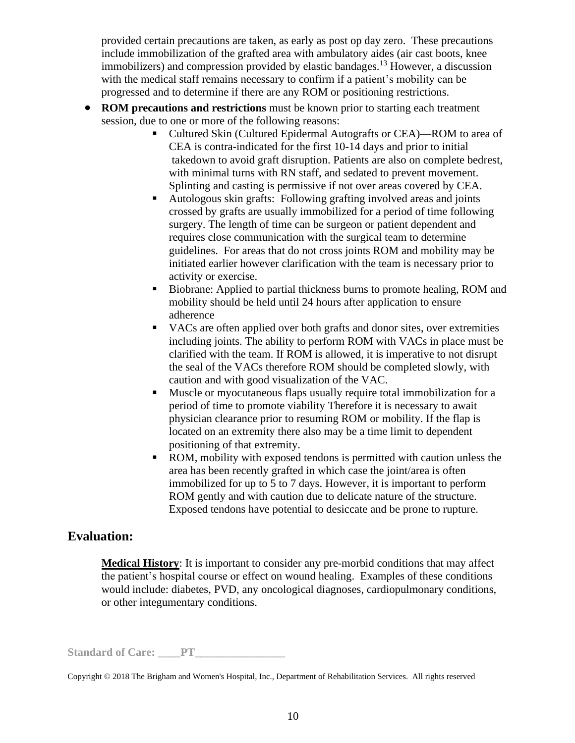provided certain precautions are taken, as early as post op day zero. These precautions include immobilization of the grafted area with ambulatory aides (air cast boots, knee immobilizers) and compression provided by elastic bandages.[13] However, a discussion with the medical staff remains necessary to confirm if a patient's mobility can be progressed and to determine if there are any ROM or positioning restrictions.

- **ROM precautions and restrictions** must be known prior to starting each treatment session, due to one or more of the following reasons:
  - Cultured Skin (Cultured Epidermal Autografts or CEA)—ROM to area of CEA is contra-indicated for the first 10-14 days and prior to initial takedown to avoid graft disruption. Patients are also on complete bedrest, with minimal turns with RN staff, and sedated to prevent movement. Splinting and casting is permissive if not over areas covered by CEA.
  - Autologous skin grafts: Following grafting involved areas and joints crossed by grafts are usually immobilized for a period of time following surgery. The length of time can be surgeon or patient dependent and requires close communication with the surgical team to determine guidelines. For areas that do not cross joints ROM and mobility may be initiated earlier however clarification with the team is necessary prior to activity or exercise.
  - Biobrane: Applied to partial thickness burns to promote healing, ROM and mobility should be held until 24 hours after application to ensure adherence
  - VACs are often applied over both grafts and donor sites, over extremities including joints. The ability to perform ROM with VACs in place must be clarified with the team. If ROM is allowed, it is imperative to not disrupt the seal of the VACs therefore ROM should be completed slowly, with caution and with good visualization of the VAC.
  - Muscle or myocutaneous flaps usually require total immobilization for a period of time to promote viability Therefore it is necessary to await physician clearance prior to resuming ROM or mobility. If the flap is located on an extremity there also may be a time limit to dependent positioning of that extremity.
  - ROM, mobility with exposed tendons is permitted with caution unless the area has been recently grafted in which case the joint/area is often immobilized for up to 5 to 7 days. However, it is important to perform ROM gently and with caution due to delicate nature of the structure. Exposed tendons have potential to desiccate and be prone to rupture.

## Evaluation:

**Medical History**: It is important to consider any pre-morbid conditions that may affect the patient's hospital course or effect on wound healing. Examples of these conditions would include: diabetes, PVD, any oncological diagnoses, cardiopulmonary conditions, or other integumentary conditions.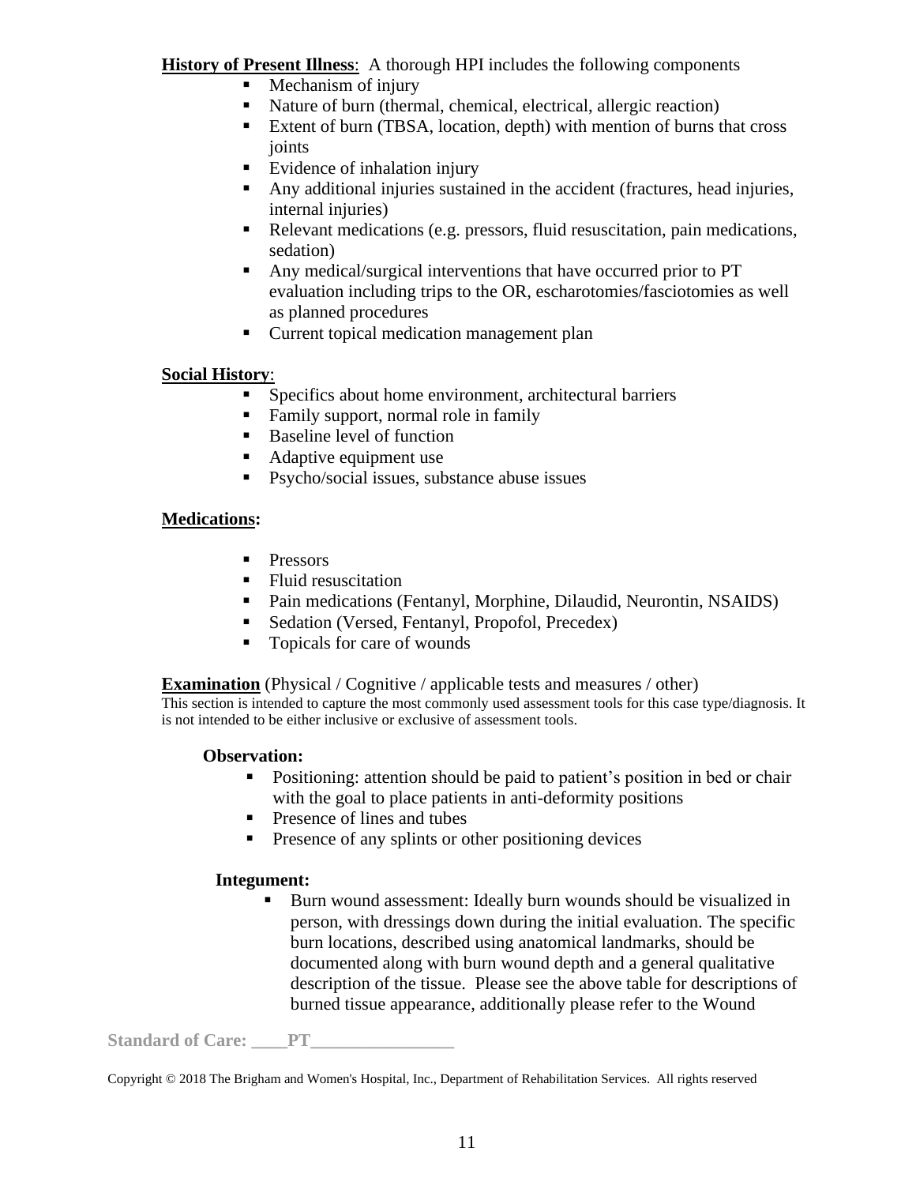**History of Present Illness**: A thorough HPI includes the following components

- Mechanism of injury
- Nature of burn (thermal, chemical, electrical, allergic reaction)
- Extent of burn (TBSA, location, depth) with mention of burns that cross joints
- Evidence of inhalation injury
- Any additional injuries sustained in the accident (fractures, head injuries, internal injuries)
- Relevant medications (e.g. pressors, fluid resuscitation, pain medications, sedation)
- Any medical/surgical interventions that have occurred prior to PT evaluation including trips to the OR, escharotomies/fasciotomies as well as planned procedures
- Current topical medication management plan

**Social History**:

- Specifics about home environment, architectural barriers
- Family support, normal role in family
- Baseline level of function
- Adaptive equipment use
- Psycho/social issues, substance abuse issues

**Medications:**

- Pressors
- Fluid resuscitation
- Pain medications (Fentanyl, Morphine, Dilaudid, Neurontin, NSAIDS)
- Sedation (Versed, Fentanyl, Propofol, Precedex)
- Topicals for care of wounds

**Examination** (Physical / Cognitive / applicable tests and measures / other)

This section is intended to capture the most commonly used assessment tools for this case type/diagnosis. It is not intended to be either inclusive or exclusive of assessment tools.

**Observation:**

- Positioning: attention should be paid to patient's position in bed or chair with the goal to place patients in anti-deformity positions
- Presence of lines and tubes
- Presence of any splints or other positioning devices

**Integument:**

- Burn wound assessment: Ideally burn wounds should be visualized in person, with dressings down during the initial evaluation. The specific burn locations, described using anatomical landmarks, should be documented along with burn wound depth and a general qualitative description of the tissue. Please see the above table for descriptions of burned tissue appearance, additionally please refer to the Wound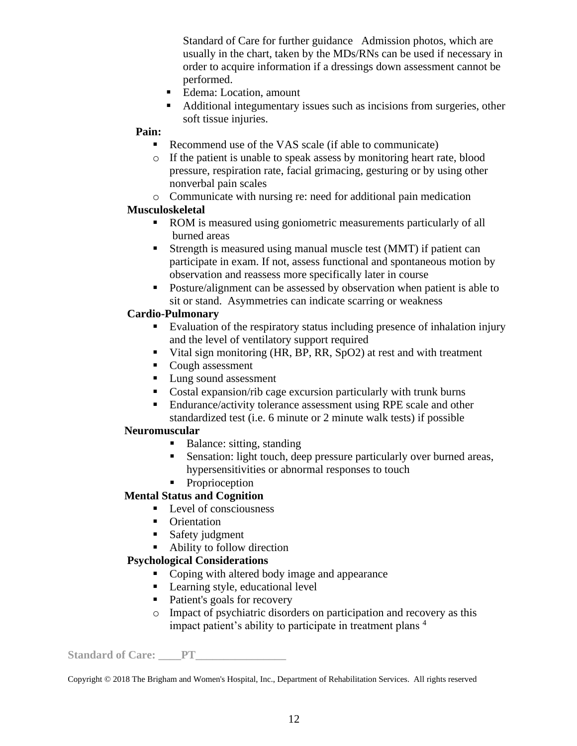Standard of Care for further guidance Admission photos, which are usually in the chart, taken by the MDs/RNs can be used if necessary in order to acquire information if a dressings down assessment cannot be performed.

- Edema: Location, amount
- Additional integumentary issues such as incisions from surgeries, other soft tissue injuries.

**Pain:**

- Recommend use of the VAS scale (if able to communicate)
  - If the patient is unable to speak assess by monitoring heart rate, blood pressure, respiration rate, facial grimacing, gesturing or by using other nonverbal pain scales
  - Communicate with nursing re: need for additional pain medication

**Musculoskeletal**

- ROM is measured using goniometric measurements particularly of all burned areas
- Strength is measured using manual muscle test (MMT) if patient can participate in exam. If not, assess functional and spontaneous motion by observation and reassess more specifically later in course
- Posture/alignment can be assessed by observation when patient is able to sit or stand. Asymmetries can indicate scarring or weakness

**Cardio-Pulmonary**

- Evaluation of the respiratory status including presence of inhalation injury and the level of ventilatory support required
- Vital sign monitoring (HR, BP, RR, SpO2) at rest and with treatment
- Cough assessment
- Lung sound assessment
- Costal expansion/rib cage excursion particularly with trunk burns
- Endurance/activity tolerance assessment using RPE scale and other standardized test (i.e. 6 minute or 2 minute walk tests) if possible

**Neuromuscular**

- Balance: sitting, standing
- Sensation: light touch, deep pressure particularly over burned areas, hypersensitivities or abnormal responses to touch
- Proprioception

**Mental Status and Cognition**

- Level of consciousness
- Orientation
- Safety judgment
- Ability to follow direction

**Psychological Considerations**

- Coping with altered body image and appearance
- Learning style, educational level
- Patient's goals for recovery
  - Impact of psychiatric disorders on participation and recovery as this impact patient's ability to participate in treatment plans [4]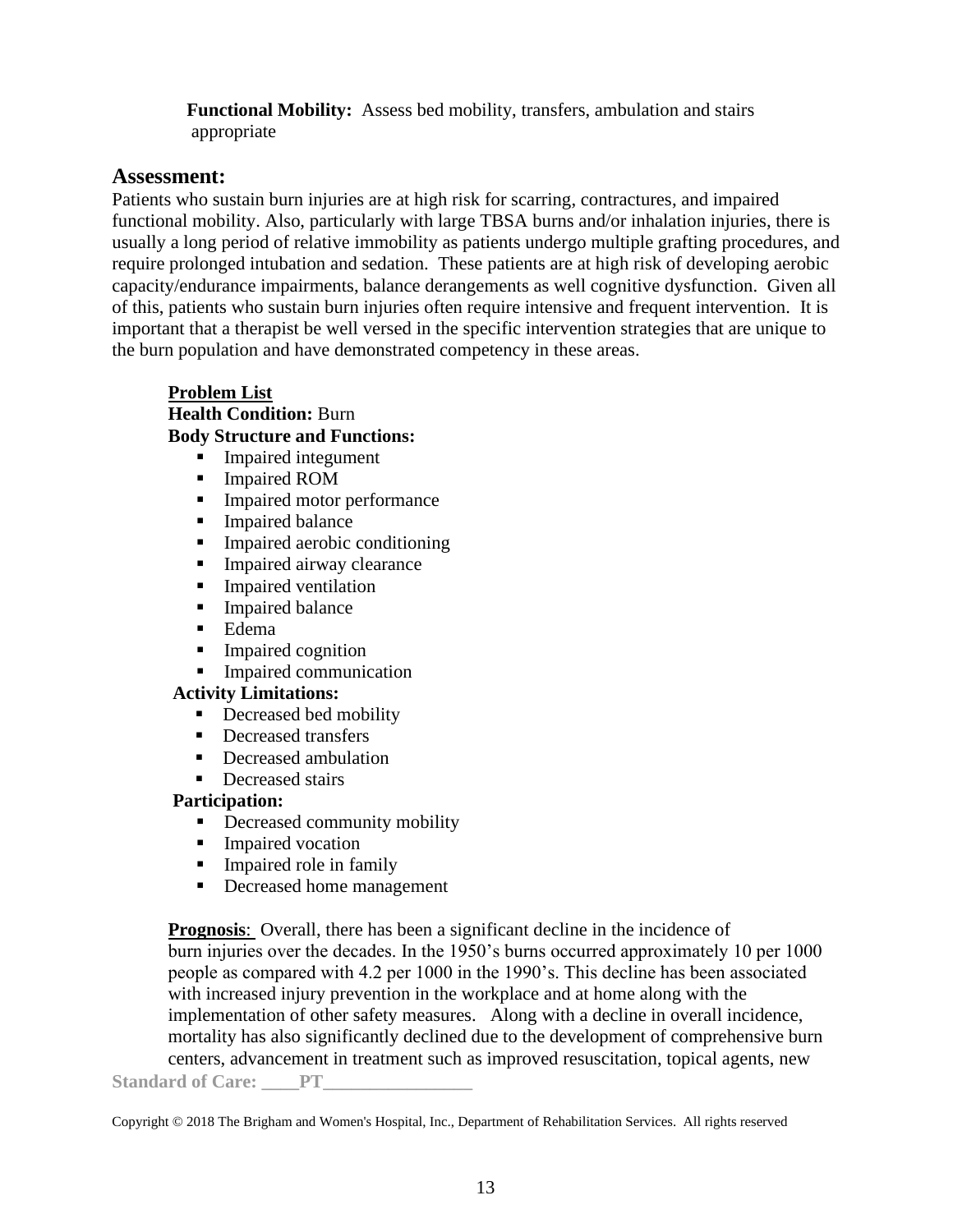**Functional Mobility:** Assess bed mobility, transfers, ambulation and stairs appropriate

## Assessment:

Patients who sustain burn injuries are at high risk for scarring, contractures, and impaired functional mobility. Also, particularly with large TBSA burns and/or inhalation injuries, there is usually a long period of relative immobility as patients undergo multiple grafting procedures, and require prolonged intubation and sedation. These patients are at high risk of developing aerobic capacity/endurance impairments, balance derangements as well cognitive dysfunction. Given all of this, patients who sustain burn injuries often require intensive and frequent intervention. It is important that a therapist be well versed in the specific intervention strategies that are unique to the burn population and have demonstrated competency in these areas.

**Problem List**

**Health Condition:** Burn

**Body Structure and Functions:**

- Impaired integument
- Impaired ROM
- Impaired motor performance
- Impaired balance
- Impaired aerobic conditioning
- Impaired airway clearance
- Impaired ventilation
- Impaired balance
- Edema
- Impaired cognition
- Impaired communication

**Activity Limitations:**

- Decreased bed mobility
- Decreased transfers
- Decreased ambulation
- Decreased stairs

**Participation:**

- Decreased community mobility
- Impaired vocation
- Impaired role in family
- Decreased home management

**Prognosis**: Overall, there has been a significant decline in the incidence of burn injuries over the decades. In the 1950's burns occurred approximately 10 per 1000 people as compared with 4.2 per 1000 in the 1990's. This decline has been associated with increased injury prevention in the workplace and at home along with the implementation of other safety measures. Along with a decline in overall incidence, mortality has also significantly declined due to the development of comprehensive burn centers, advancement in treatment such as improved resuscitation, topical agents, new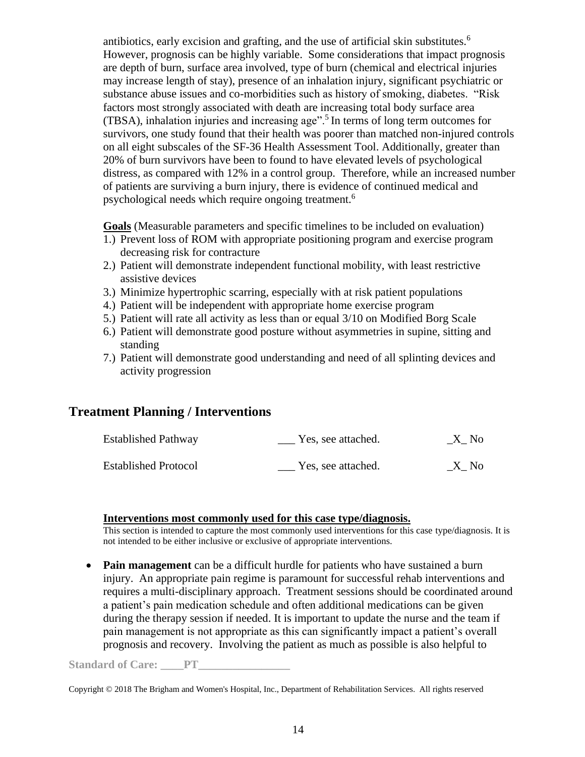antibiotics, early excision and grafting, and the use of artificial skin substitutes.[6] However, prognosis can be highly variable. Some considerations that impact prognosis are depth of burn, surface area involved, type of burn (chemical and electrical injuries may increase length of stay), presence of an inhalation injury, significant psychiatric or substance abuse issues and co-morbidities such as history of smoking, diabetes. "Risk factors most strongly associated with death are increasing total body surface area (TBSA), inhalation injuries and increasing age".[5] In terms of long term outcomes for survivors, one study found that their health was poorer than matched non-injured controls on all eight subscales of the SF-36 Health Assessment Tool. Additionally, greater than 20% of burn survivors have been to found to have elevated levels of psychological distress, as compared with 12% in a control group. Therefore, while an increased number of patients are surviving a burn injury, there is evidence of continued medical and psychological needs which require ongoing treatment.[6]

**Goals** (Measurable parameters and specific timelines to be included on evaluation)

1.) Prevent loss of ROM with appropriate positioning program and exercise program decreasing risk for contracture
2.) Patient will demonstrate independent functional mobility, with least restrictive assistive devices
3.) Minimize hypertrophic scarring, especially with at risk patient populations
4.) Patient will be independent with appropriate home exercise program
5.) Patient will rate all activity as less than or equal 3/10 on Modified Borg Scale
6.) Patient will demonstrate good posture without asymmetries in supine, sitting and standing
7.) Patient will demonstrate good understanding and need of all splinting devices and activity progression

## Treatment Planning / Interventions

| | | |
|---|---|---|
| Established Pathway | ___ Yes, see attached. | _X_ No |
| Established Protocol | ___ Yes, see attached. | _X_ No |

**Interventions most commonly used for this case type/diagnosis.**

This section is intended to capture the most commonly used interventions for this case type/diagnosis. It is not intended to be either inclusive or exclusive of appropriate interventions.

- **Pain management** can be a difficult hurdle for patients who have sustained a burn injury. An appropriate pain regime is paramount for successful rehab interventions and requires a multi-disciplinary approach. Treatment sessions should be coordinated around a patient's pain medication schedule and often additional medications can be given during the therapy session if needed. It is important to update the nurse and the team if pain management is not appropriate as this can significantly impact a patient's overall prognosis and recovery. Involving the patient as much as possible is also helpful to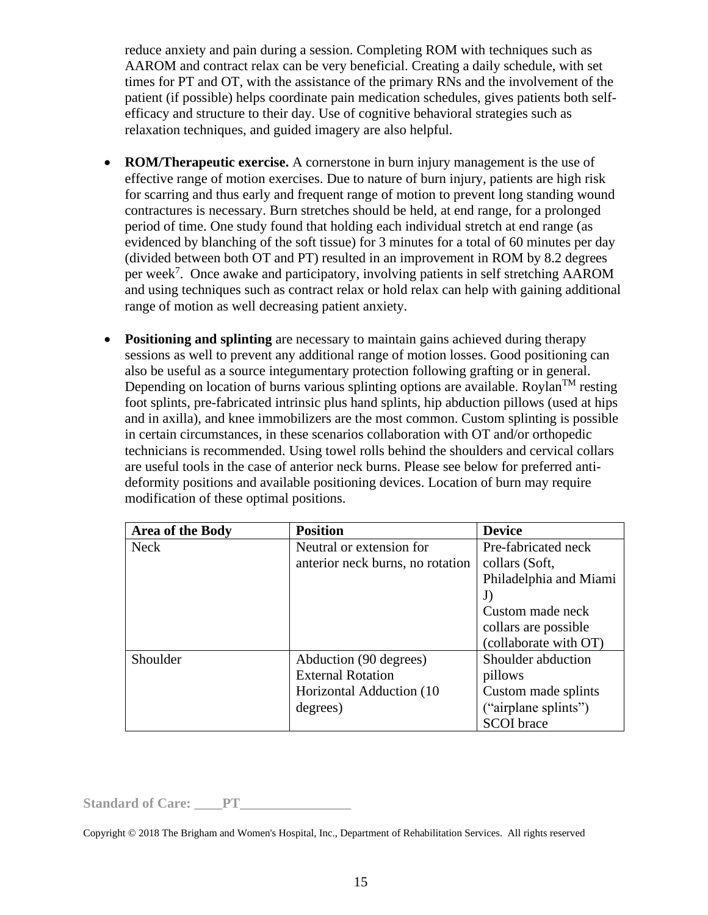reduce anxiety and pain during a session. Completing ROM with techniques such as AAROM and contract relax can be very beneficial. Creating a daily schedule, with set times for PT and OT, with the assistance of the primary RNs and the involvement of the patient (if possible) helps coordinate pain medication schedules, gives patients both self-efficacy and structure to their day. Use of cognitive behavioral strategies such as relaxation techniques, and guided imagery are also helpful.

- **ROM/Therapeutic exercise.** A cornerstone in burn injury management is the use of effective range of motion exercises. Due to nature of burn injury, patients are high risk for scarring and thus early and frequent range of motion to prevent long standing wound contractures is necessary. Burn stretches should be held, at end range, for a prolonged period of time. One study found that holding each individual stretch at end range (as evidenced by blanching of the soft tissue) for 3 minutes for a total of 60 minutes per day (divided between both OT and PT) resulted in an improvement in ROM by 8.2 degrees per week[7]. Once awake and participatory, involving patients in self stretching AAROM and using techniques such as contract relax or hold relax can help with gaining additional range of motion as well decreasing patient anxiety.

- **Positioning and splinting** are necessary to maintain gains achieved during therapy sessions as well to prevent any additional range of motion losses. Good positioning can also be useful as a source integumentary protection following grafting or in general. Depending on location of burns various splinting options are available. Roylan™ resting foot splints, pre-fabricated intrinsic plus hand splints, hip abduction pillows (used at hips and in axilla), and knee immobilizers are the most common. Custom splinting is possible in certain circumstances, in these scenarios collaboration with OT and/or orthopedic technicians is recommended. Using towel rolls behind the shoulders and cervical collars are useful tools in the case of anterior neck burns. Please see below for preferred anti-deformity positions and available positioning devices. Location of burn may require modification of these optimal positions.

| Area of the Body | Position | Device |
|---|---|---|
| Neck | Neutral or extension for anterior neck burns, no rotation | Pre-fabricated neck collars (Soft, Philadelphia and Miami J)<br>Custom made neck collars are possible (collaborate with OT) |
| Shoulder | Abduction (90 degrees)<br>External Rotation<br>Horizontal Adduction (10 degrees) | Shoulder abduction pillows<br>Custom made splints ("airplane splints")<br>SCOI brace |

Standard of Care: ____PT________________

Copyright © 2018 The Brigham and Women's Hospital, Inc., Department of Rehabilitation Services. All rights reserved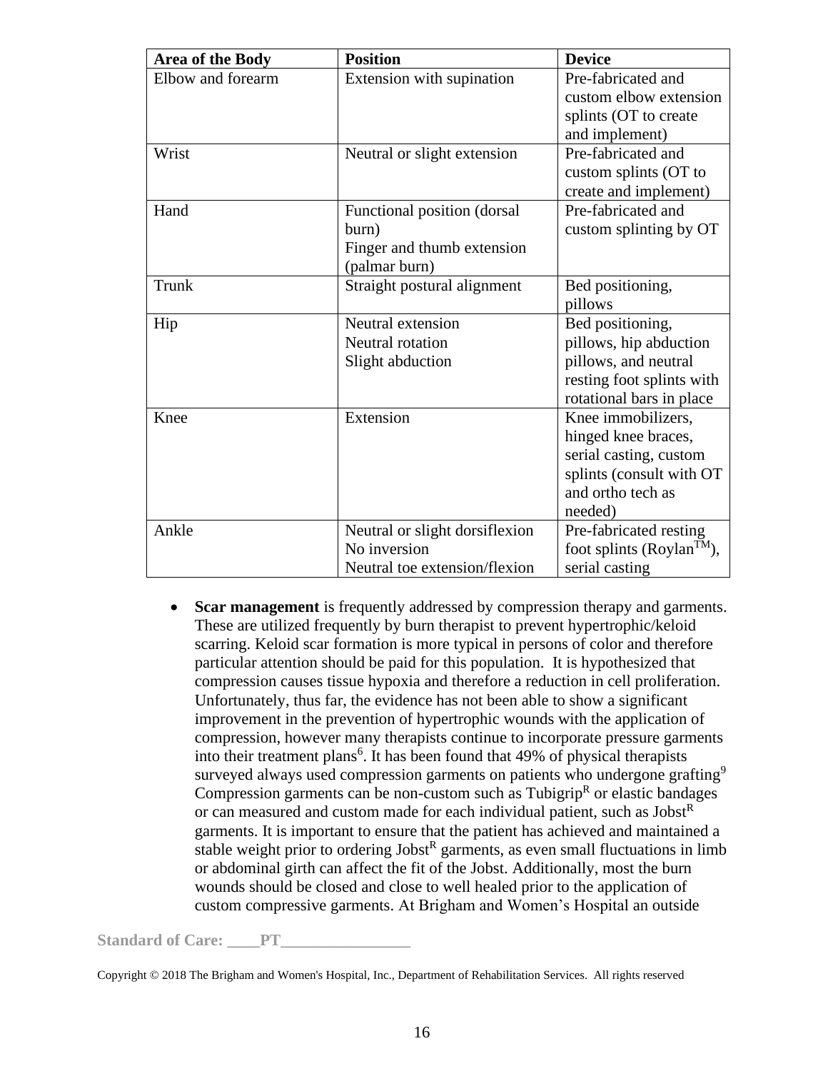| Area of the Body | Position | Device |
|---|---|---|
| Elbow and forearm | Extension with supination | Pre-fabricated and custom elbow extension splints (OT to create and implement) |
| Wrist | Neutral or slight extension | Pre-fabricated and custom splints (OT to create and implement) |
| Hand | Functional position (dorsal burn)<br>Finger and thumb extension (palmar burn) | Pre-fabricated and custom splinting by OT |
| Trunk | Straight postural alignment | Bed positioning, pillows |
| Hip | Neutral extension<br>Neutral rotation<br>Slight abduction | Bed positioning, pillows, hip abduction pillows, and neutral resting foot splints with rotational bars in place |
| Knee | Extension | Knee immobilizers, hinged knee braces, serial casting, custom splints (consult with OT and ortho tech as needed) |
| Ankle | Neutral or slight dorsiflexion<br>No inversion<br>Neutral toe extension/flexion | Pre-fabricated resting foot splints (Roylan™), serial casting |

- **Scar management** is frequently addressed by compression therapy and garments. These are utilized frequently by burn therapist to prevent hypertrophic/keloid scarring. Keloid scar formation is more typical in persons of color and therefore particular attention should be paid for this population. It is hypothesized that compression causes tissue hypoxia and therefore a reduction in cell proliferation. Unfortunately, thus far, the evidence has not been able to show a significant improvement in the prevention of hypertrophic wounds with the application of compression, however many therapists continue to incorporate pressure garments into their treatment plans[6]. It has been found that 49% of physical therapists surveyed always used compression garments on patients who undergone grafting[9] Compression garments can be non-custom such as Tubigrip® or elastic bandages or can measured and custom made for each individual patient, such as Jobst® garments. It is important to ensure that the patient has achieved and maintained a stable weight prior to ordering Jobst® garments, as even small fluctuations in limb or abdominal girth can affect the fit of the Jobst. Additionally, most the burn wounds should be closed and close to well healed prior to the application of custom compressive garments. At Brigham and Women's Hospital an outside

Standard of Care: ____PT________________

Copyright © 2018 The Brigham and Women's Hospital, Inc., Department of Rehabilitation Services. All rights reserved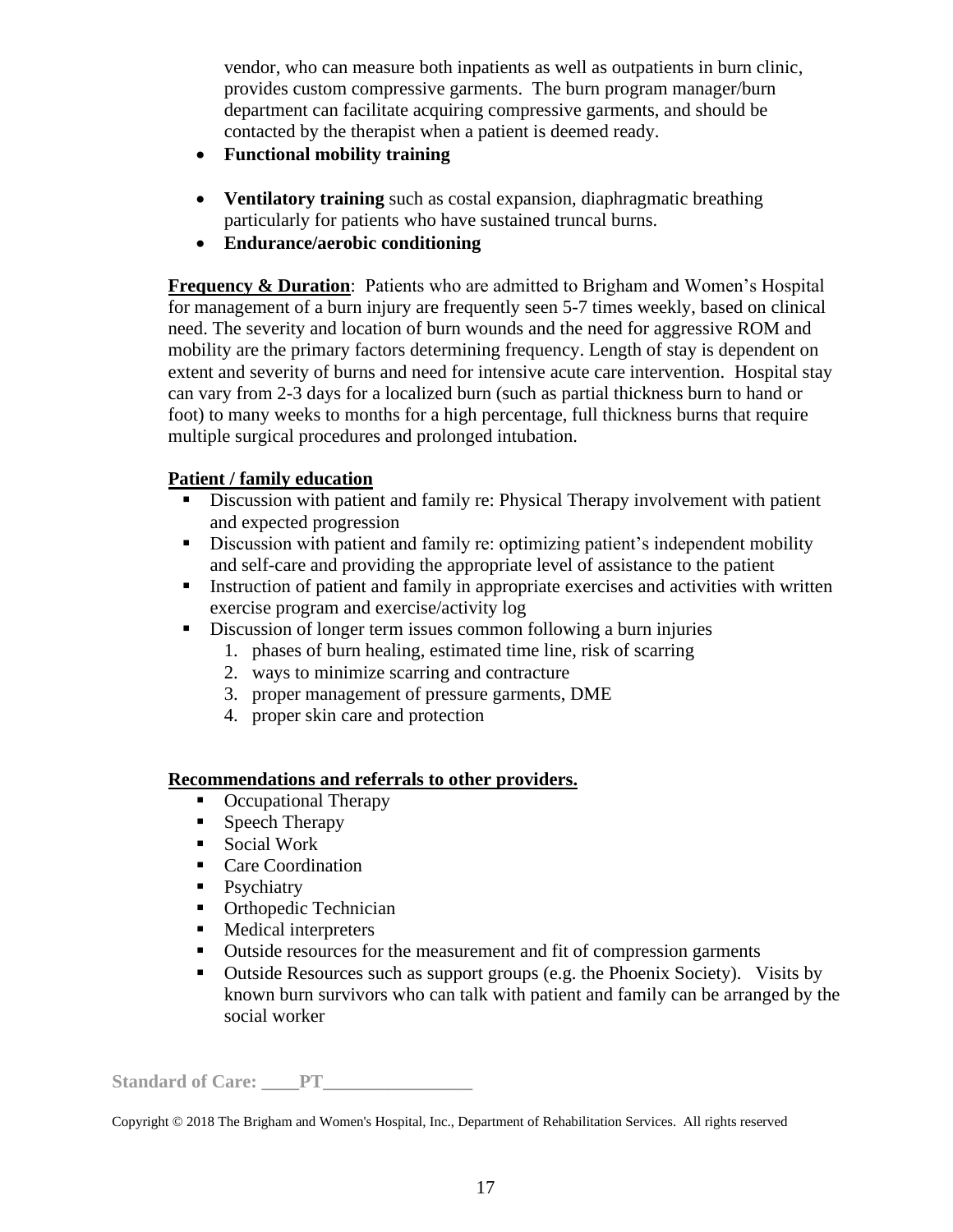vendor, who can measure both inpatients as well as outpatients in burn clinic, provides custom compressive garments. The burn program manager/burn department can facilitate acquiring compressive garments, and should be contacted by the therapist when a patient is deemed ready.

- **Functional mobility training**
- **Ventilatory training** such as costal expansion, diaphragmatic breathing particularly for patients who have sustained truncal burns.
- **Endurance/aerobic conditioning**

**Frequency & Duration**: Patients who are admitted to Brigham and Women's Hospital for management of a burn injury are frequently seen 5-7 times weekly, based on clinical need. The severity and location of burn wounds and the need for aggressive ROM and mobility are the primary factors determining frequency. Length of stay is dependent on extent and severity of burns and need for intensive acute care intervention. Hospital stay can vary from 2-3 days for a localized burn (such as partial thickness burn to hand or foot) to many weeks to months for a high percentage, full thickness burns that require multiple surgical procedures and prolonged intubation.

**Patient / family education**

- Discussion with patient and family re: Physical Therapy involvement with patient and expected progression
- Discussion with patient and family re: optimizing patient's independent mobility and self-care and providing the appropriate level of assistance to the patient
- Instruction of patient and family in appropriate exercises and activities with written exercise program and exercise/activity log
- Discussion of longer term issues common following a burn injuries
  1. phases of burn healing, estimated time line, risk of scarring
  2. ways to minimize scarring and contracture
  3. proper management of pressure garments, DME
  4. proper skin care and protection

**Recommendations and referrals to other providers.**

- Occupational Therapy
- Speech Therapy
- Social Work
- Care Coordination
- Psychiatry
- Orthopedic Technician
- Medical interpreters
- Outside resources for the measurement and fit of compression garments
- Outside Resources such as support groups (e.g. the Phoenix Society). Visits by known burn survivors who can talk with patient and family can be arranged by the social worker

**Standard of Care: \_\_\_\_PT\_\_\_\_\_\_\_\_\_\_\_\_\_\_\_\_**

Copyright © 2018 The Brigham and Women's Hospital, Inc., Department of Rehabilitation Services. All rights reserved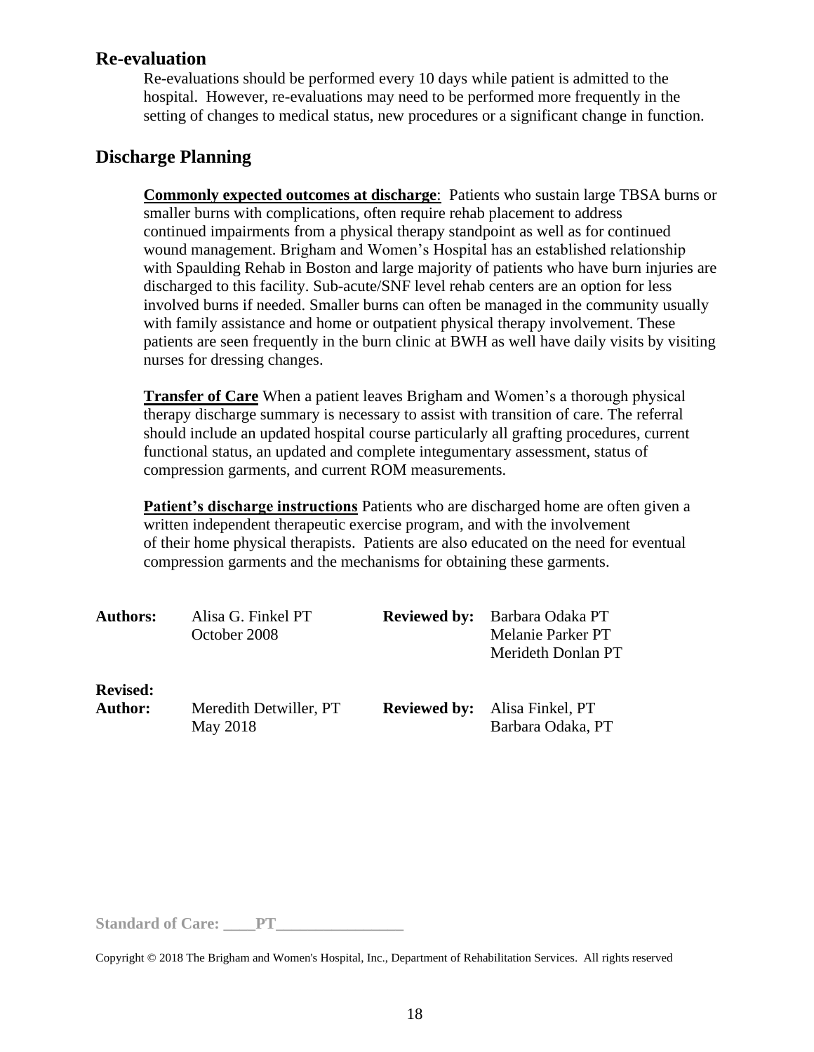## Re-evaluation

Re-evaluations should be performed every 10 days while patient is admitted to the hospital. However, re-evaluations may need to be performed more frequently in the setting of changes to medical status, new procedures or a significant change in function.

## Discharge Planning

**Commonly expected outcomes at discharge**: Patients who sustain large TBSA burns or smaller burns with complications, often require rehab placement to address continued impairments from a physical therapy standpoint as well as for continued wound management. Brigham and Women's Hospital has an established relationship with Spaulding Rehab in Boston and large majority of patients who have burn injuries are discharged to this facility. Sub-acute/SNF level rehab centers are an option for less involved burns if needed. Smaller burns can often be managed in the community usually with family assistance and home or outpatient physical therapy involvement. These patients are seen frequently in the burn clinic at BWH as well have daily visits by visiting nurses for dressing changes.

**Transfer of Care** When a patient leaves Brigham and Women's a thorough physical therapy discharge summary is necessary to assist with transition of care. The referral should include an updated hospital course particularly all grafting procedures, current functional status, an updated and complete integumentary assessment, status of compression garments, and current ROM measurements.

**Patient's discharge instructions** Patients who are discharged home are often given a written independent therapeutic exercise program, and with the involvement of their home physical therapists. Patients are also educated on the need for eventual compression garments and the mechanisms for obtaining these garments.

| | | | |
|---|---|---|---|
| **Authors:** | Alisa G. Finkel PT<br>October 2008 | **Reviewed by:** | Barbara Odaka PT<br>Melanie Parker PT<br>Merideth Donlan PT |
| **Revised:**<br>**Author:** | Meredith Detwiller, PT<br>May 2018 | **Reviewed by:** | Alisa Finkel, PT<br>Barbara Odaka, PT |

**Standard of Care: ____PT________________**

Copyright © 2018 The Brigham and Women's Hospital, Inc., Department of Rehabilitation Services. All rights reserved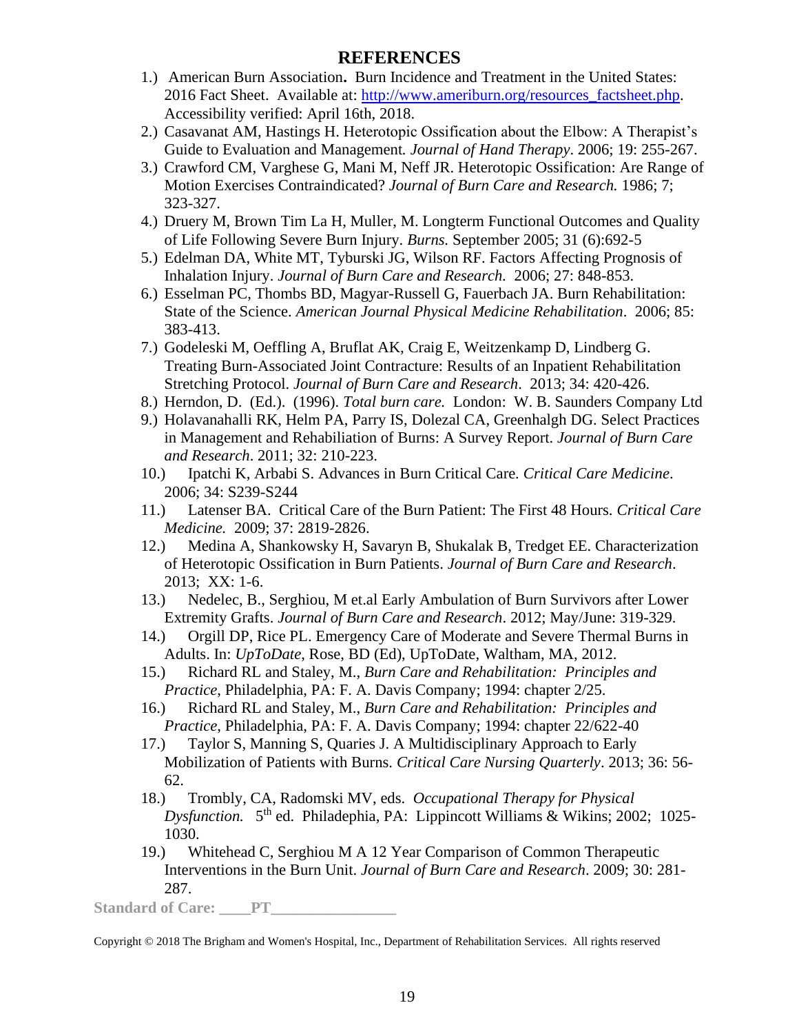# REFERENCES

1.) American Burn Association**.** Burn Incidence and Treatment in the United States: 2016 Fact Sheet. Available at: http://www.ameriburn.org/resources_factsheet.php. Accessibility verified: April 16th, 2018.
2.) Casavanat AM, Hastings H. Heterotopic Ossification about the Elbow: A Therapist's Guide to Evaluation and Management. *Journal of Hand Therapy*. 2006; 19: 255-267.
3.) Crawford CM, Varghese G, Mani M, Neff JR. Heterotopic Ossification: Are Range of Motion Exercises Contraindicated? *Journal of Burn Care and Research.* 1986; 7; 323-327.
4.) Druery M, Brown Tim La H, Muller, M. Longterm Functional Outcomes and Quality of Life Following Severe Burn Injury. *Burns.* September 2005; 31 (6):692-5
5.) Edelman DA, White MT, Tyburski JG, Wilson RF. Factors Affecting Prognosis of Inhalation Injury. *Journal of Burn Care and Research.* 2006; 27: 848-853.
6.) Esselman PC, Thombs BD, Magyar-Russell G, Fauerbach JA. Burn Rehabilitation: State of the Science. *American Journal Physical Medicine Rehabilitation*. 2006; 85: 383-413.
7.) Godeleski M, Oeffling A, Bruflat AK, Craig E, Weitzenkamp D, Lindberg G. Treating Burn-Associated Joint Contracture: Results of an Inpatient Rehabilitation Stretching Protocol. *Journal of Burn Care and Research*. 2013; 34: 420-426.
8.) Herndon, D. (Ed.). (1996). *Total burn care.* London: W. B. Saunders Company Ltd
9.) Holavanahalli RK, Helm PA, Parry IS, Dolezal CA, Greenhalgh DG. Select Practices in Management and Rehabiliation of Burns: A Survey Report. *Journal of Burn Care and Research*. 2011; 32: 210-223.
10.) Ipatchi K, Arbabi S. Advances in Burn Critical Care. *Critical Care Medicine*. 2006; 34: S239-S244
11.) Latenser BA. Critical Care of the Burn Patient: The First 48 Hours. *Critical Care Medicine.* 2009; 37: 2819-2826.
12.) Medina A, Shankowsky H, Savaryn B, Shukalak B, Tredget EE. Characterization of Heterotopic Ossification in Burn Patients. *Journal of Burn Care and Research*. 2013; XX: 1-6.
13.) Nedelec, B., Serghiou, M et.al Early Ambulation of Burn Survivors after Lower Extremity Grafts. *Journal of Burn Care and Research*. 2012; May/June: 319-329.
14.) Orgill DP, Rice PL. Emergency Care of Moderate and Severe Thermal Burns in Adults. In: *UpToDate*, Rose, BD (Ed), UpToDate, Waltham, MA, 2012.
15.) Richard RL and Staley, M., *Burn Care and Rehabilitation: Principles and Practice*, Philadelphia, PA: F. A. Davis Company; 1994: chapter 2/25.
16.) Richard RL and Staley, M., *Burn Care and Rehabilitation: Principles and Practice*, Philadelphia, PA: F. A. Davis Company; 1994: chapter 22/622-40
17.) Taylor S, Manning S, Quaries J. A Multidisciplinary Approach to Early Mobilization of Patients with Burns. *Critical Care Nursing Quarterly*. 2013; 36: 56-62.
18.) Trombly, CA, Radomski MV, eds. *Occupational Therapy for Physical Dysfunction.* 5th ed. Philadephia, PA: Lippincott Williams & Wikins; 2002; 1025-1030.
19.) Whitehead C, Serghiou M A 12 Year Comparison of Common Therapeutic Interventions in the Burn Unit. *Journal of Burn Care and Research*. 2009; 30: 281-287.

**Standard of Care: ____PT________________**

Copyright © 2018 The Brigham and Women's Hospital, Inc., Department of Rehabilitation Services. All rights reserved